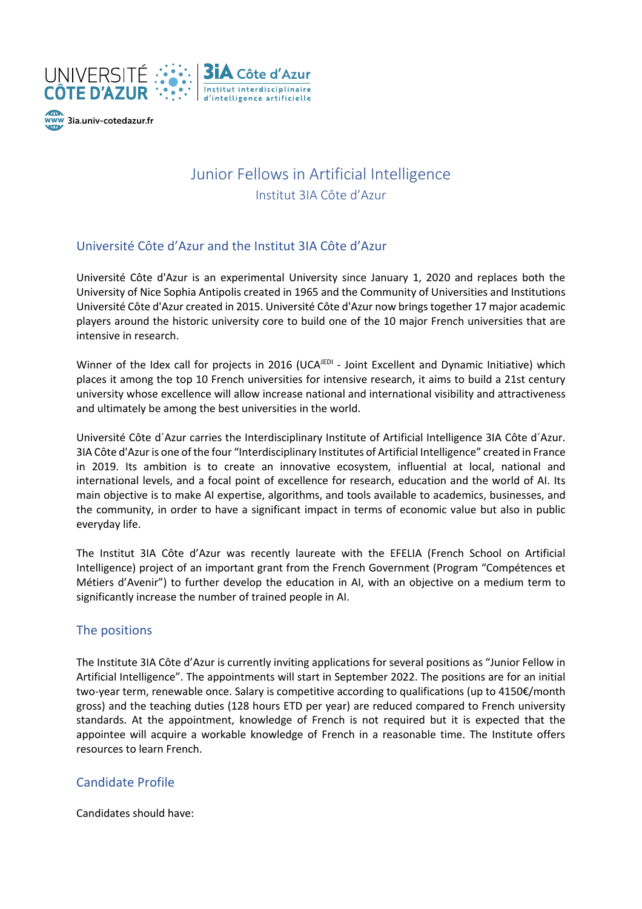# Junior Fellows in Artificial Intelligence

Institut 3IA Côte d'Azur

## Université Côte d'Azur and the Institut 3IA Côte d'Azur

Université Côte d'Azur is an experimental University since January 1, 2020 and replaces both the University of Nice Sophia Antipolis created in 1965 and the Community of Universities and Institutions Université Côte d'Azur created in 2015. Université Côte d'Azur now brings together 17 major academic players around the historic university core to build one of the 10 major French universities that are intensive in research.

Winner of the Idex call for projects in 2016 (UCA[JEDI] - Joint Excellent and Dynamic Initiative) which places it among the top 10 French universities for intensive research, it aims to build a 21st century university whose excellence will allow increase national and international visibility and attractiveness and ultimately be among the best universities in the world.

Université Côte d´Azur carries the Interdisciplinary Institute of Artificial Intelligence 3IA Côte d´Azur. 3IA Côte d'Azur is one of the four "Interdisciplinary Institutes of Artificial Intelligence" created in France in 2019. Its ambition is to create an innovative ecosystem, influential at local, national and international levels, and a focal point of excellence for research, education and the world of AI. Its main objective is to make AI expertise, algorithms, and tools available to academics, businesses, and the community, in order to have a significant impact in terms of economic value but also in public everyday life.

The Institut 3IA Côte d'Azur was recently laureate with the EFELIA (French School on Artificial Intelligence) project of an important grant from the French Government (Program "Compétences et Métiers d'Avenir") to further develop the education in AI, with an objective on a medium term to significantly increase the number of trained people in AI.

## The positions

The Institute 3IA Côte d'Azur is currently inviting applications for several positions as "Junior Fellow in Artificial Intelligence". The appointments will start in September 2022. The positions are for an initial two-year term, renewable once. Salary is competitive according to qualifications (up to 4150€/month gross) and the teaching duties (128 hours ETD per year) are reduced compared to French university standards. At the appointment, knowledge of French is not required but it is expected that the appointee will acquire a workable knowledge of French in a reasonable time. The Institute offers resources to learn French.

## Candidate Profile

Candidates should have: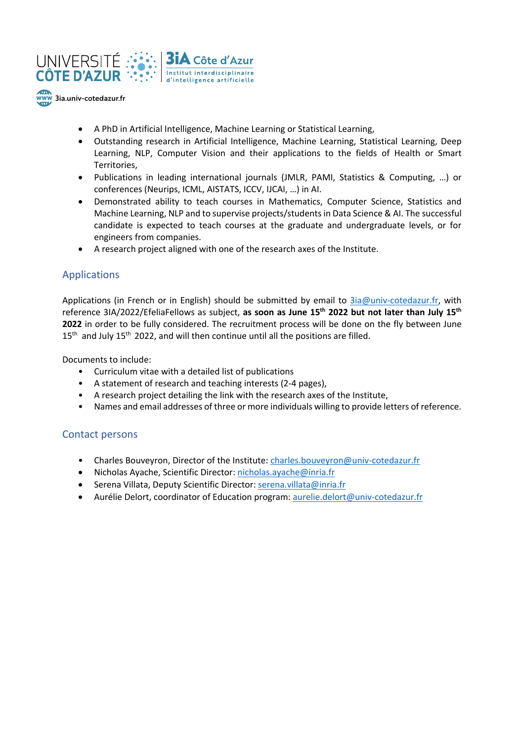- A PhD in Artificial Intelligence, Machine Learning or Statistical Learning,
- Outstanding research in Artificial Intelligence, Machine Learning, Statistical Learning, Deep Learning, NLP, Computer Vision and their applications to the fields of Health or Smart Territories,
- Publications in leading international journals (JMLR, PAMI, Statistics & Computing, …) or conferences (Neurips, ICML, AISTATS, ICCV, IJCAI, …) in AI.
- Demonstrated ability to teach courses in Mathematics, Computer Science, Statistics and Machine Learning, NLP and to supervise projects/students in Data Science & AI. The successful candidate is expected to teach courses at the graduate and undergraduate levels, or for engineers from companies.
- A research project aligned with one of the research axes of the Institute.

## Applications

Applications (in French or in English) should be submitted by email to 3ia@univ-cotedazur.fr, with reference 3IA/2022/EfeliaFellows as subject, **as soon as June 15th 2022 but not later than July 15th 2022** in order to be fully considered. The recruitment process will be done on the fly between June 15th and July 15th 2022, and will then continue until all the positions are filled.

Documents to include:

- Curriculum vitae with a detailed list of publications
- A statement of research and teaching interests (2-4 pages),
- A research project detailing the link with the research axes of the Institute,
- Names and email addresses of three or more individuals willing to provide letters of reference.

## Contact persons

- Charles Bouveyron, Director of the Institute: charles.bouveyron@univ-cotedazur.fr
- Nicholas Ayache, Scientific Director: nicholas.ayache@inria.fr
- Serena Villata, Deputy Scientific Director: serena.villata@inria.fr
- Aurélie Delort, coordinator of Education program: aurelie.delort@univ-cotedazur.fr